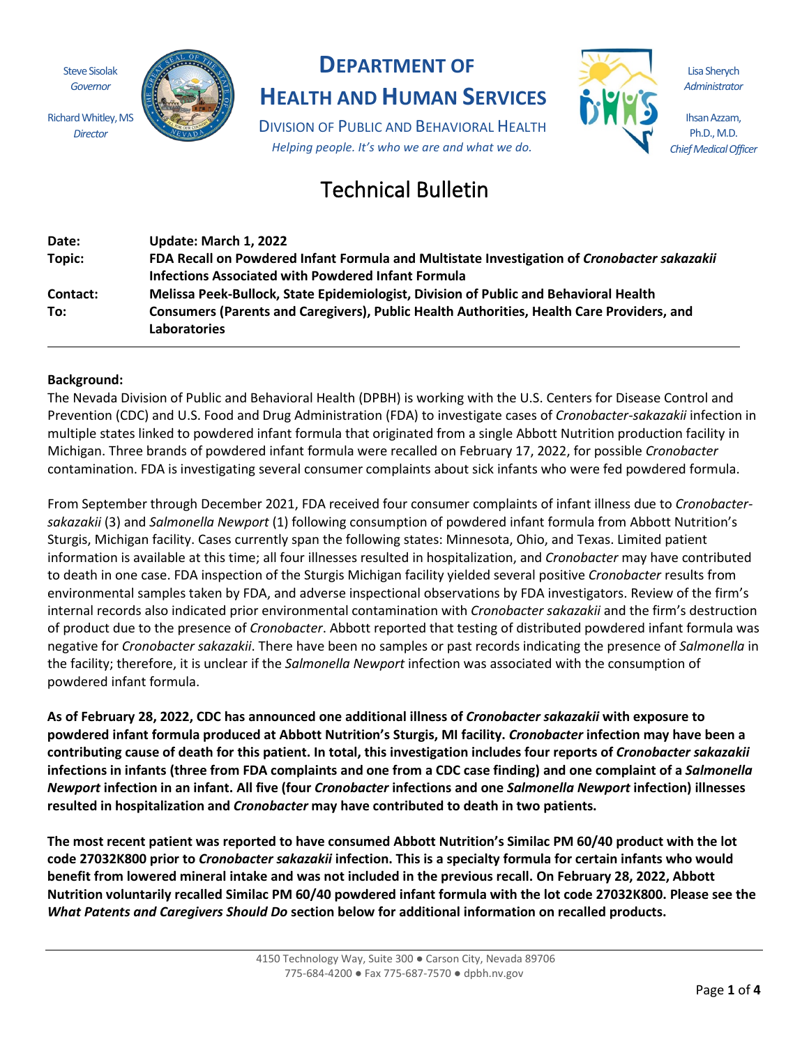Steve Sisolak
*Governor*

Richard Whitley, MS
*Director*

# DEPARTMENT OF HEALTH AND HUMAN SERVICES

DIVISION OF PUBLIC AND BEHAVIORAL HEALTH

*Helping people. It's who we are and what we do.*

Lisa Sherych
*Administrator*

Ihsan Azzam, Ph.D., M.D.
*Chief Medical Officer*

## Technical Bulletin

| | |
|---|---|
| **Date:** | **Update: March 1, 2022** |
| **Topic:** | **FDA Recall on Powdered Infant Formula and Multistate Investigation of *Cronobacter sakazakii* Infections Associated with Powdered Infant Formula** |
| **Contact:** | **Melissa Peek-Bullock, State Epidemiologist, Division of Public and Behavioral Health** |
| **To:** | **Consumers (Parents and Caregivers), Public Health Authorities, Health Care Providers, and Laboratories** |

**Background:**

The Nevada Division of Public and Behavioral Health (DPBH) is working with the U.S. Centers for Disease Control and Prevention (CDC) and U.S. Food and Drug Administration (FDA) to investigate cases of *Cronobacter-sakazakii* infection in multiple states linked to powdered infant formula that originated from a single Abbott Nutrition production facility in Michigan. Three brands of powdered infant formula were recalled on February 17, 2022, for possible *Cronobacter* contamination. FDA is investigating several consumer complaints about sick infants who were fed powdered formula.

From September through December 2021, FDA received four consumer complaints of infant illness due to *Cronobacter-sakazakii* (3) and *Salmonella Newport* (1) following consumption of powdered infant formula from Abbott Nutrition's Sturgis, Michigan facility. Cases currently span the following states: Minnesota, Ohio, and Texas. Limited patient information is available at this time; all four illnesses resulted in hospitalization, and *Cronobacter* may have contributed to death in one case. FDA inspection of the Sturgis Michigan facility yielded several positive *Cronobacter* results from environmental samples taken by FDA, and adverse inspectional observations by FDA investigators. Review of the firm's internal records also indicated prior environmental contamination with *Cronobacter sakazakii* and the firm's destruction of product due to the presence of *Cronobacter*. Abbott reported that testing of distributed powdered infant formula was negative for *Cronobacter sakazakii*. There have been no samples or past records indicating the presence of *Salmonella* in the facility; therefore, it is unclear if the *Salmonella Newport* infection was associated with the consumption of powdered infant formula.

**As of February 28, 2022, CDC has announced one additional illness of *Cronobacter sakazakii* with exposure to powdered infant formula produced at Abbott Nutrition's Sturgis, MI facility. *Cronobacter* infection may have been a contributing cause of death for this patient. In total, this investigation includes four reports of *Cronobacter sakazakii* infections in infants (three from FDA complaints and one from a CDC case finding) and one complaint of a *Salmonella Newport* infection in an infant. All five (four *Cronobacter* infections and one *Salmonella Newport* infection) illnesses resulted in hospitalization and *Cronobacter* may have contributed to death in two patients.**

**The most recent patient was reported to have consumed Abbott Nutrition's Similac PM 60/40 product with the lot code 27032K800 prior to *Cronobacter sakazakii* infection. This is a specialty formula for certain infants who would benefit from lowered mineral intake and was not included in the previous recall. On February 28, 2022, Abbott Nutrition voluntarily recalled Similac PM 60/40 powdered infant formula with the lot code 27032K800. Please see the *What Patents and Caregivers Should Do* section below for additional information on recalled products.**

4150 Technology Way, Suite 300 ● Carson City, Nevada 89706
775-684-4200 ● Fax 775-687-7570 ● dpbh.nv.gov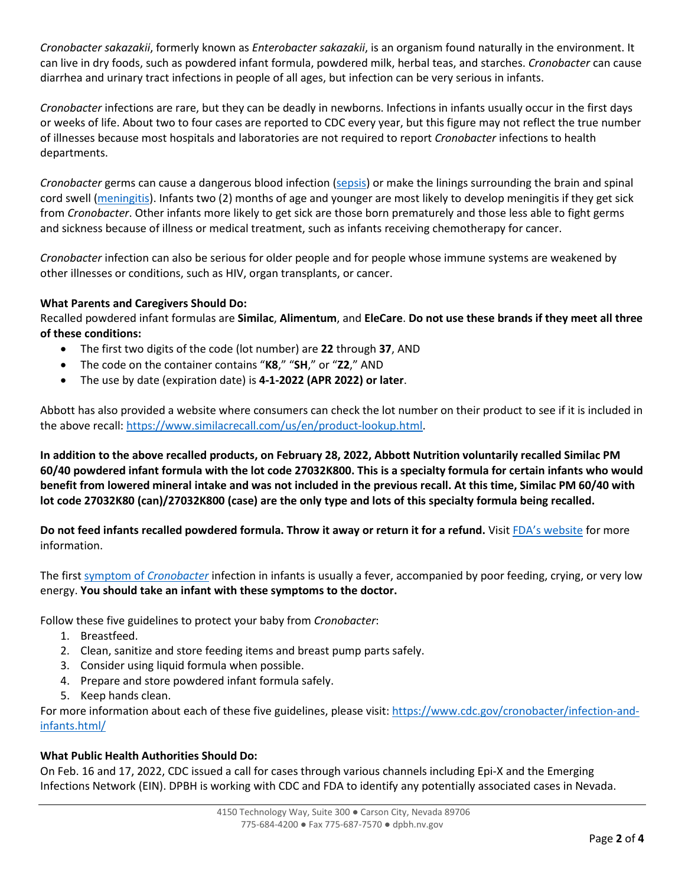*Cronobacter sakazakii*, formerly known as *Enterobacter sakazakii*, is an organism found naturally in the environment. It can live in dry foods, such as powdered infant formula, powdered milk, herbal teas, and starches. *Cronobacter* can cause diarrhea and urinary tract infections in people of all ages, but infection can be very serious in infants.

*Cronobacter* infections are rare, but they can be deadly in newborns. Infections in infants usually occur in the first days or weeks of life. About two to four cases are reported to CDC every year, but this figure may not reflect the true number of illnesses because most hospitals and laboratories are not required to report *Cronobacter* infections to health departments.

*Cronobacter* germs can cause a dangerous blood infection (sepsis) or make the linings surrounding the brain and spinal cord swell (meningitis). Infants two (2) months of age and younger are most likely to develop meningitis if they get sick from *Cronobacter*. Other infants more likely to get sick are those born prematurely and those less able to fight germs and sickness because of illness or medical treatment, such as infants receiving chemotherapy for cancer.

*Cronobacter* infection can also be serious for older people and for people whose immune systems are weakened by other illnesses or conditions, such as HIV, organ transplants, or cancer.

**What Parents and Caregivers Should Do:**
Recalled powdered infant formulas are **Similac**, **Alimentum**, and **EleCare**. **Do not use these brands if they meet all three of these conditions:**

- The first two digits of the code (lot number) are **22** through **37**, AND
- The code on the container contains "**K8**," "**SH**," or "**Z2**," AND
- The use by date (expiration date) is **4-1-2022 (APR 2022) or later**.

Abbott has also provided a website where consumers can check the lot number on their product to see if it is included in the above recall: https://www.similacrecall.com/us/en/product-lookup.html.

**In addition to the above recalled products, on February 28, 2022, Abbott Nutrition voluntarily recalled Similac PM 60/40 powdered infant formula with the lot code 27032K800. This is a specialty formula for certain infants who would benefit from lowered mineral intake and was not included in the previous recall. At this time, Similac PM 60/40 with lot code 27032K80 (can)/27032K800 (case) are the only type and lots of this specialty formula being recalled.**

**Do not feed infants recalled powdered formula. Throw it away or return it for a refund.** Visit FDA's website for more information.

The first symptom of *Cronobacter* infection in infants is usually a fever, accompanied by poor feeding, crying, or very low energy. **You should take an infant with these symptoms to the doctor.**

Follow these five guidelines to protect your baby from *Cronobacter*:

1. Breastfeed.
2. Clean, sanitize and store feeding items and breast pump parts safely.
3. Consider using liquid formula when possible.
4. Prepare and store powdered infant formula safely.
5. Keep hands clean.

For more information about each of these five guidelines, please visit: https://www.cdc.gov/cronobacter/infection-and-infants.html/

**What Public Health Authorities Should Do:**
On Feb. 16 and 17, 2022, CDC issued a call for cases through various channels including Epi-X and the Emerging Infections Network (EIN). DPBH is working with CDC and FDA to identify any potentially associated cases in Nevada.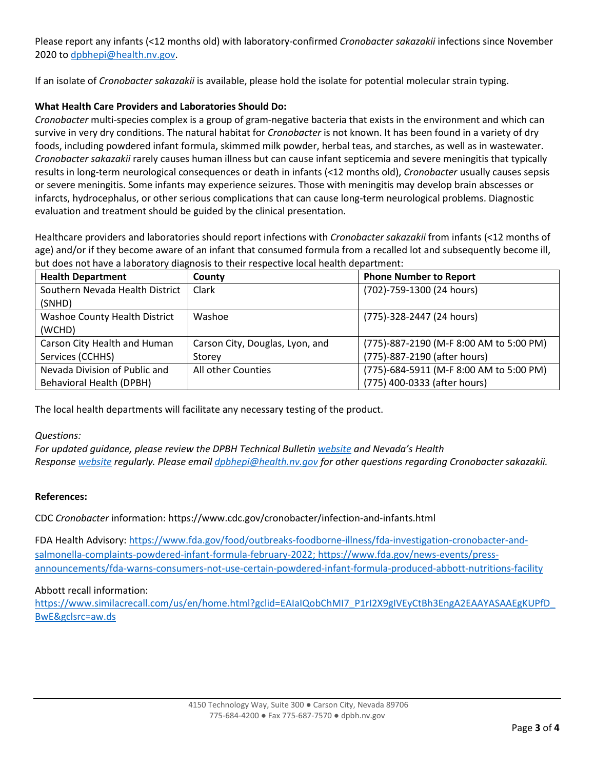Please report any infants (<12 months old) with laboratory-confirmed *Cronobacter sakazakii* infections since November 2020 to dpbhepi@health.nv.gov.

If an isolate of *Cronobacter sakazakii* is available, please hold the isolate for potential molecular strain typing.

**What Health Care Providers and Laboratories Should Do:**

*Cronobacter* multi-species complex is a group of gram-negative bacteria that exists in the environment and which can survive in very dry conditions. The natural habitat for *Cronobacter* is not known. It has been found in a variety of dry foods, including powdered infant formula, skimmed milk powder, herbal teas, and starches, as well as in wastewater. *Cronobacter sakazakii* rarely causes human illness but can cause infant septicemia and severe meningitis that typically results in long-term neurological consequences or death in infants (<12 months old), *Cronobacter* usually causes sepsis or severe meningitis. Some infants may experience seizures. Those with meningitis may develop brain abscesses or infarcts, hydrocephalus, or other serious complications that can cause long-term neurological problems. Diagnostic evaluation and treatment should be guided by the clinical presentation.

Healthcare providers and laboratories should report infections with *Cronobacter sakazakii* from infants (<12 months of age) and/or if they become aware of an infant that consumed formula from a recalled lot and subsequently become ill, but does not have a laboratory diagnosis to their respective local health department:

| Health Department | County | Phone Number to Report |
|---|---|---|
| Southern Nevada Health District (SNHD) | Clark | (702)-759-1300 (24 hours) |
| Washoe County Health District (WCHD) | Washoe | (775)-328-2447 (24 hours) |
| Carson City Health and Human Services (CCHHS) | Carson City, Douglas, Lyon, and Storey | (775)-887-2190 (M-F 8:00 AM to 5:00 PM)<br>(775)-887-2190 (after hours) |
| Nevada Division of Public and Behavioral Health (DPBH) | All other Counties | (775)-684-5911 (M-F 8:00 AM to 5:00 PM)<br>(775) 400-0333 (after hours) |

The local health departments will facilitate any necessary testing of the product.

*Questions:*

*For updated guidance, please review the DPBH Technical Bulletin website and Nevada's Health Response website regularly. Please email dpbhepi@health.nv.gov for other questions regarding Cronobacter sakazakii.*

**References:**

CDC *Cronobacter* information: https://www.cdc.gov/cronobacter/infection-and-infants.html

FDA Health Advisory: https://www.fda.gov/food/outbreaks-foodborne-illness/fda-investigation-cronobacter-and-salmonella-complaints-powdered-infant-formula-february-2022; https://www.fda.gov/news-events/press-announcements/fda-warns-consumers-not-use-certain-powdered-infant-formula-produced-abbott-nutritions-facility

Abbott recall information:
https://www.similacrecall.com/us/en/home.html?gclid=EAIaIQobChMI7_P1rI2X9gIVEyCtBh3EngA2EAAYASAAEgKUPfD_BwE&gclsrc=aw.ds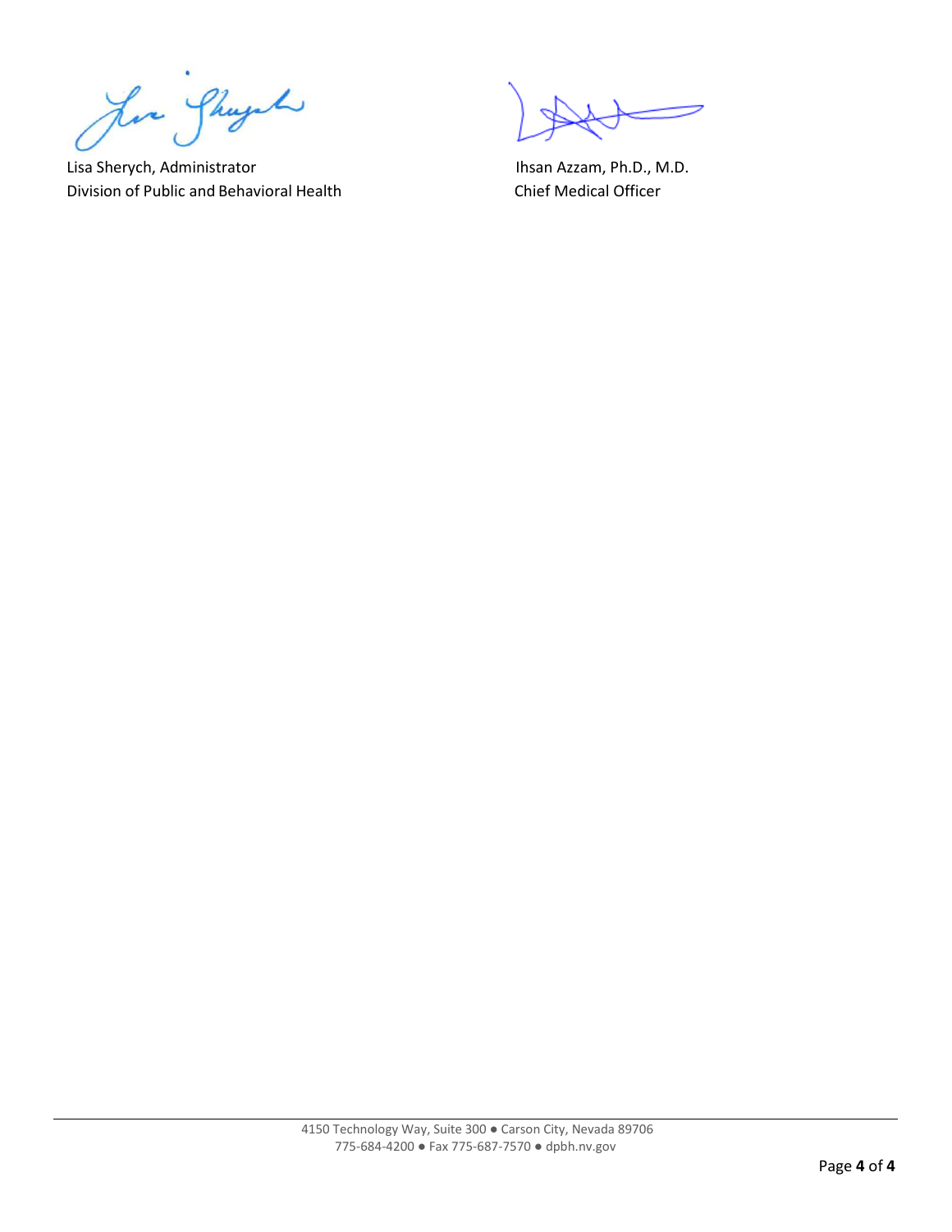Lisa Sherych, Administrator
Division of Public and Behavioral Health

Ihsan Azzam, Ph.D., M.D.
Chief Medical Officer

4150 Technology Way, Suite 300 ● Carson City, Nevada 89706
775-684-4200 ● Fax 775-687-7570 ● dpbh.nv.gov